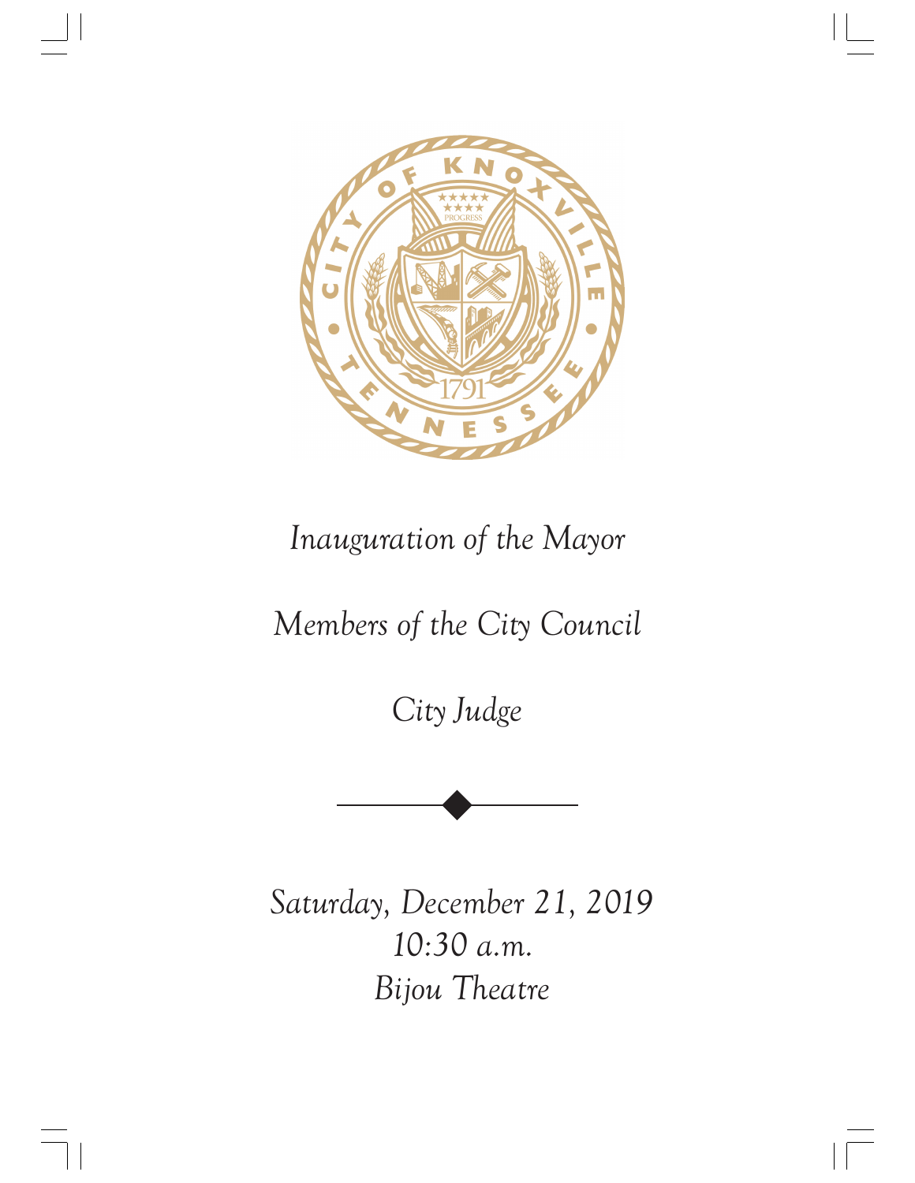*Inauguration of the Mayor*

*Members of the City Council*

*City Judge*

---

*Saturday, December 21, 2019*
*10:30 a.m.*
*Bijou Theatre*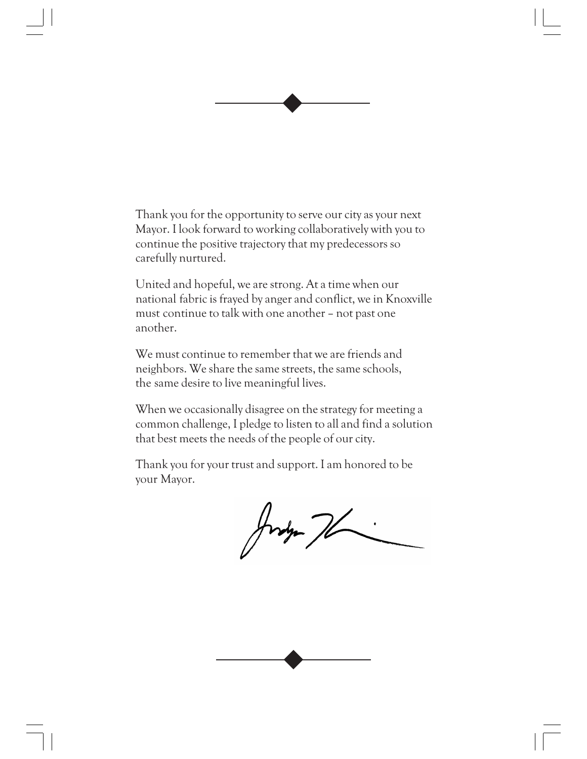Thank you for the opportunity to serve our city as your next Mayor. I look forward to working collaboratively with you to continue the positive trajectory that my predecessors so carefully nurtured.

United and hopeful, we are strong. At a time when our national fabric is frayed by anger and conflict, we in Knoxville must continue to talk with one another – not past one another.

We must continue to remember that we are friends and neighbors. We share the same streets, the same schools, the same desire to live meaningful lives.

When we occasionally disagree on the strategy for meeting a common challenge, I pledge to listen to all and find a solution that best meets the needs of the people of our city.

Thank you for your trust and support. I am honored to be your Mayor.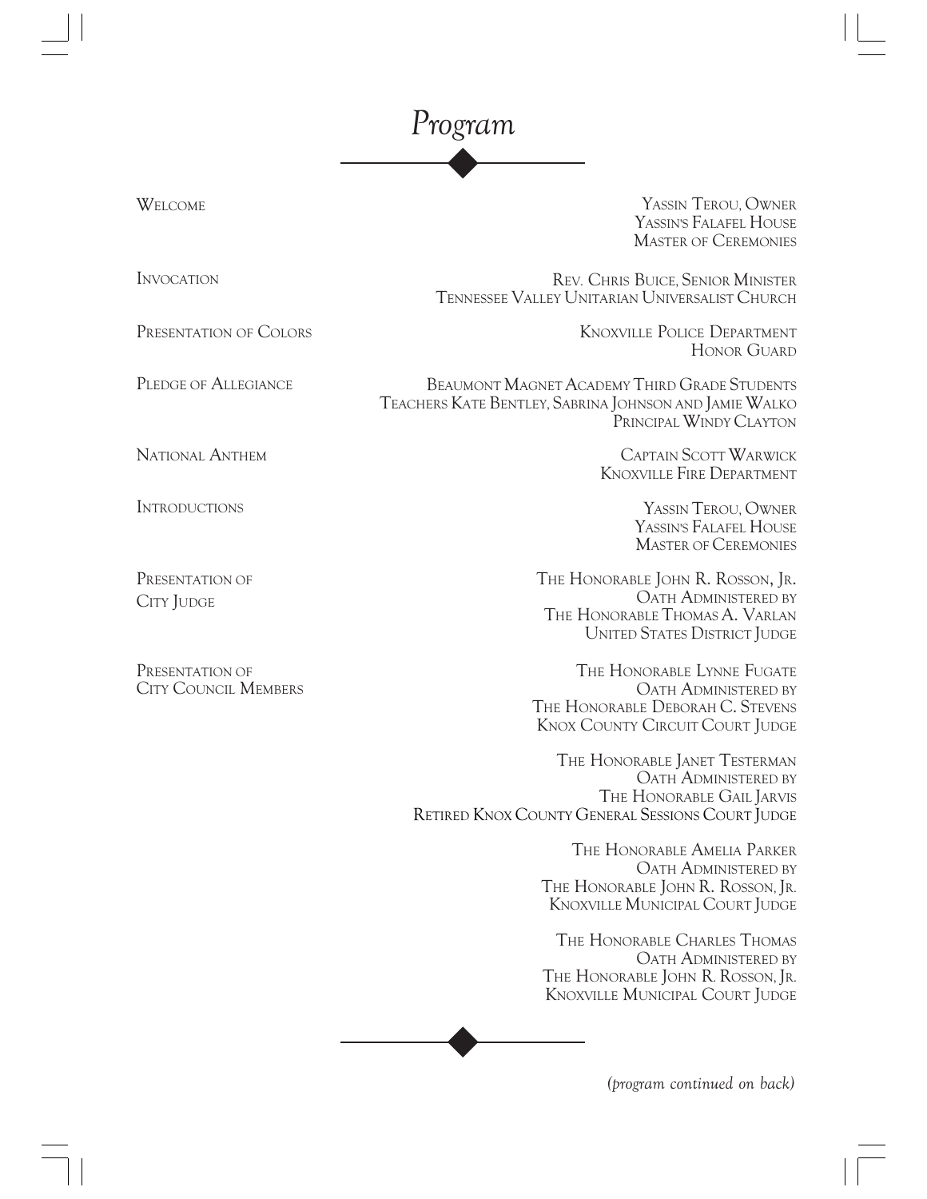# *Program*

| | |
|---|---|
| Welcome | Yassin Terou, Owner<br>Yassin's Falafel House<br>Master of Ceremonies |
| Invocation | Rev. Chris Buice, Senior Minister<br>Tennessee Valley Unitarian Universalist Church |
| Presentation of Colors | Knoxville Police Department<br>Honor Guard |
| Pledge of Allegiance | Beaumont Magnet Academy Third Grade Students<br>Teachers Kate Bentley, Sabrina Johnson and Jamie Walko<br>Principal Windy Clayton |
| National Anthem | Captain Scott Warwick<br>Knoxville Fire Department |
| Introductions | Yassin Terou, Owner<br>Yassin's Falafel House<br>Master of Ceremonies |
| Presentation of City Judge | The Honorable John R. Rosson, Jr.<br>Oath Administered by<br>The Honorable Thomas A. Varlan<br>United States District Judge |
| Presentation of City Council Members | The Honorable Lynne Fugate<br>Oath Administered by<br>The Honorable Deborah C. Stevens<br>Knox County Circuit Court Judge |
| | The Honorable Janet Testerman<br>Oath Administered by<br>The Honorable Gail Jarvis<br>Retired Knox County General Sessions Court Judge |
| | The Honorable Amelia Parker<br>Oath Administered by<br>The Honorable John R. Rosson, Jr.<br>Knoxville Municipal Court Judge |
| | The Honorable Charles Thomas<br>Oath Administered by<br>The Honorable John R. Rosson, Jr.<br>Knoxville Municipal Court Judge |

*(program continued on back)*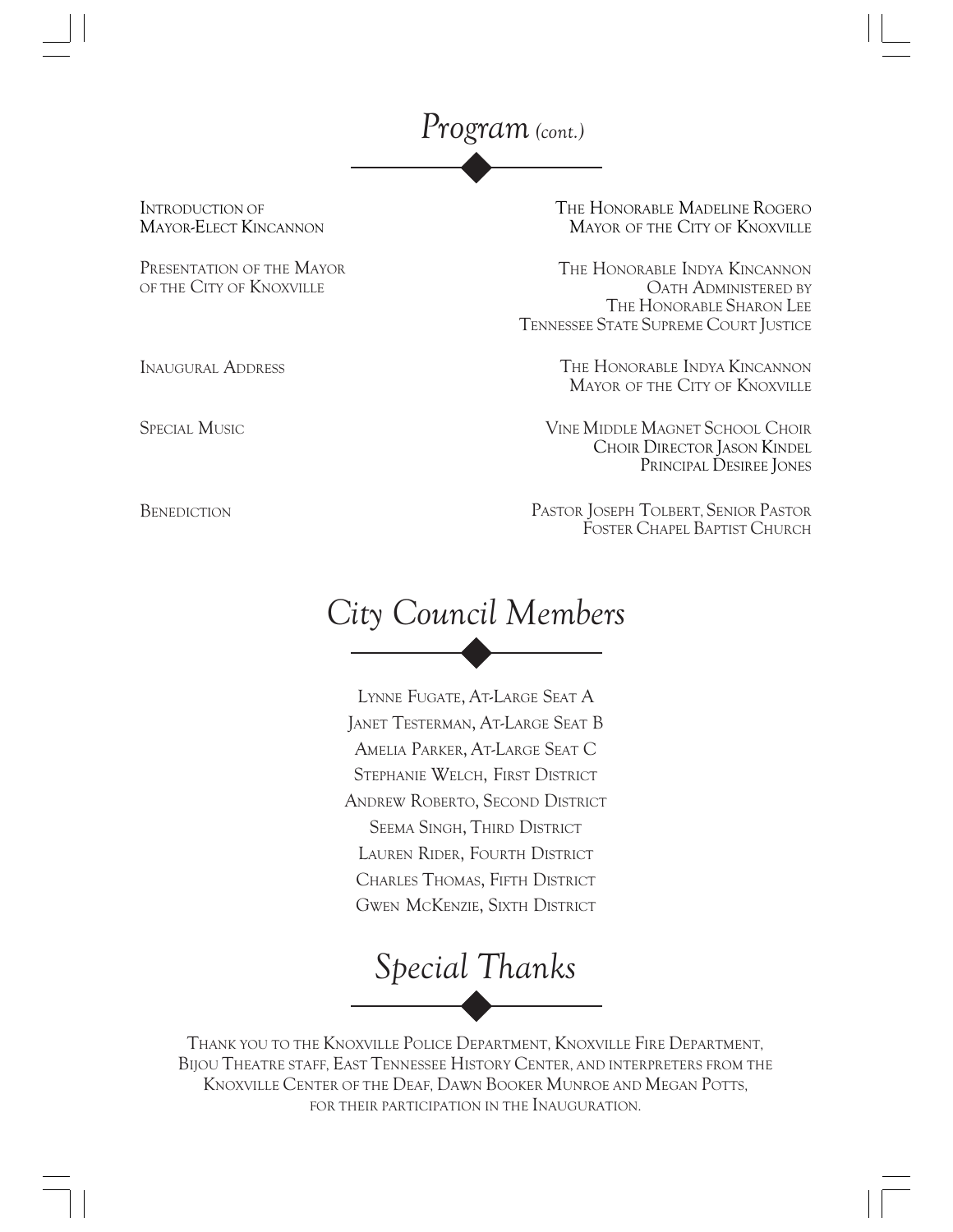# *Program (cont.)*

| | |
|---|---|
| Introduction of Mayor-Elect Kincannon | The Honorable Madeline Rogero<br>Mayor of the City of Knoxville |
| Presentation of the Mayor of the City of Knoxville | The Honorable Indya Kincannon<br>Oath Administered by<br>The Honorable Sharon Lee<br>Tennessee State Supreme Court Justice |
| Inaugural Address | The Honorable Indya Kincannon<br>Mayor of the City of Knoxville |
| Special Music | Vine Middle Magnet School Choir<br>Choir Director Jason Kindel<br>Principal Desiree Jones |
| Benediction | Pastor Joseph Tolbert, Senior Pastor<br>Foster Chapel Baptist Church |

# *City Council Members*

Lynne Fugate, At-Large Seat A

Janet Testerman, At-Large Seat B

Amelia Parker, At-Large Seat C

Stephanie Welch, First District

Andrew Roberto, Second District

Seema Singh, Third District

Lauren Rider, Fourth District

Charles Thomas, Fifth District

Gwen McKenzie, Sixth District

# *Special Thanks*

Thank you to the Knoxville Police Department, Knoxville Fire Department, Bijou Theatre staff, East Tennessee History Center, and interpreters from the Knoxville Center of the Deaf, Dawn Booker Munroe and Megan Potts, for their participation in the Inauguration.